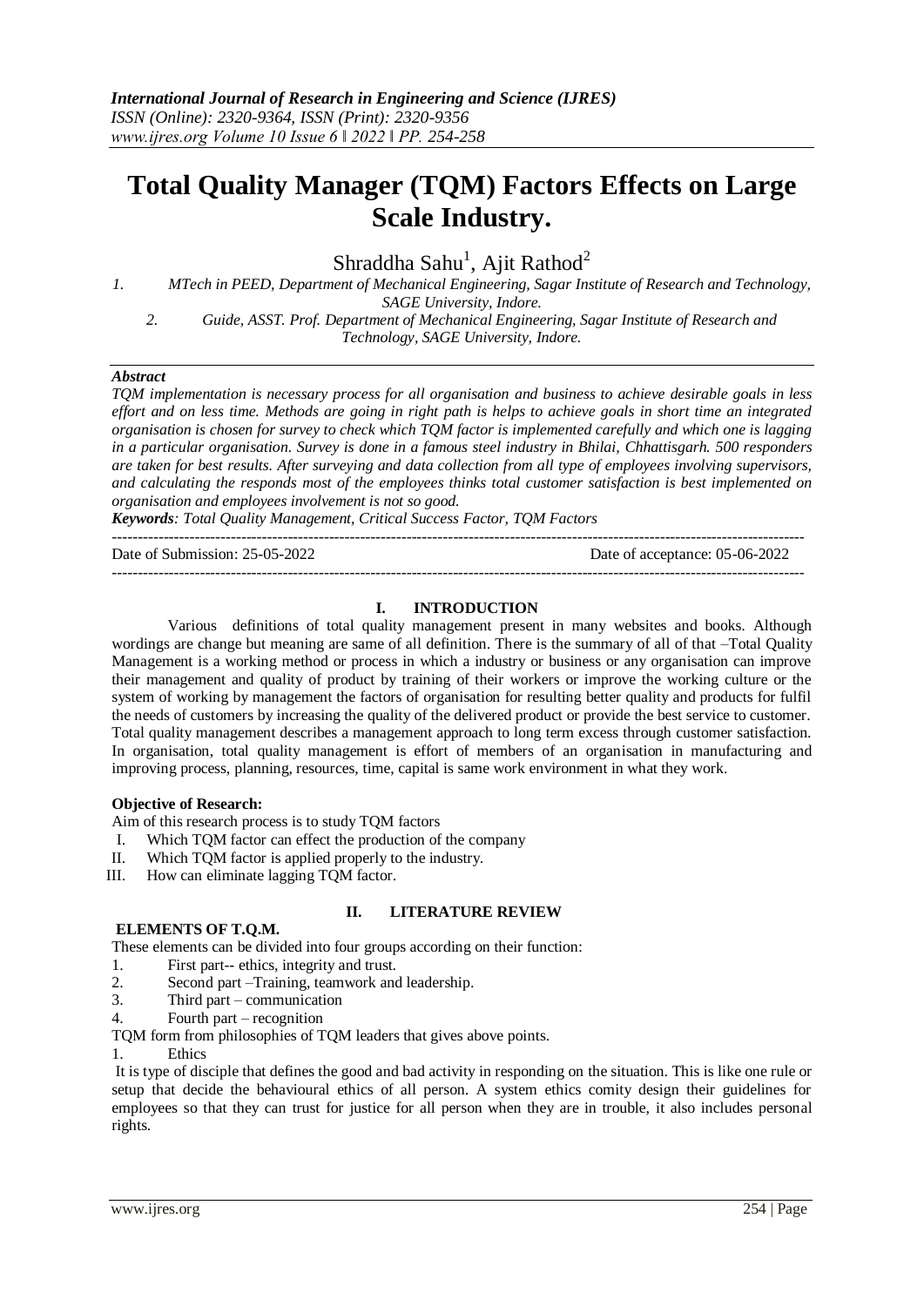# Total Quality Manager (TQM) Factors Effects on Large Scale Industry.

Shraddha Sahu[1], Ajit Rathod[2]

1. MTech in PEED, Department of Mechanical Engineering, Sagar Institute of Research and Technology, SAGE University, Indore.
2. Guide, ASST. Prof. Department of Mechanical Engineering, Sagar Institute of Research and Technology, SAGE University, Indore.

***Abstract***

*TQM implementation is necessary process for all organisation and business to achieve desirable goals in less effort and on less time. Methods are going in right path is helps to achieve goals in short time an integrated organisation is chosen for survey to check which TQM factor is implemented carefully and which one is lagging in a particular organisation. Survey is done in a famous steel industry in Bhilai, Chhattisgarh. 500 responders are taken for best results. After surveying and data collection from all type of employees involving supervisors, and calculating the responds most of the employees thinks total customer satisfaction is best implemented on organisation and employees involvement is not so good.*

***Keywords****: Total Quality Management, Critical Success Factor, TQM Factors*

Date of Submission: 25-05-2022 Date of acceptance: 05-06-2022

## I. INTRODUCTION

Various definitions of total quality management present in many websites and books. Although wordings are change but meaning are same of all definition. There is the summary of all of that –Total Quality Management is a working method or process in which a industry or business or any organisation can improve their management and quality of product by training of their workers or improve the working culture or the system of working by management the factors of organisation for resulting better quality and products for fulfil the needs of customers by increasing the quality of the delivered product or provide the best service to customer. Total quality management describes a management approach to long term excess through customer satisfaction. In organisation, total quality management is effort of members of an organisation in manufacturing and improving process, planning, resources, time, capital is same work environment in what they work.

**Objective of Research:**

Aim of this research process is to study TQM factors

I. Which TQM factor can effect the production of the company
II. Which TQM factor is applied properly to the industry.
III. How can eliminate lagging TQM factor.

## II. LITERATURE REVIEW

**ELEMENTS OF T.Q.M.**

These elements can be divided into four groups according on their function:

1. First part-- ethics, integrity and trust.
2. Second part –Training, teamwork and leadership.
3. Third part – communication
4. Fourth part – recognition

TQM form from philosophies of TQM leaders that gives above points.

1. Ethics

It is type of disciple that defines the good and bad activity in responding on the situation. This is like one rule or setup that decide the behavioural ethics of all person. A system ethics comity design their guidelines for employees so that they can trust for justice for all person when they are in trouble, it also includes personal rights.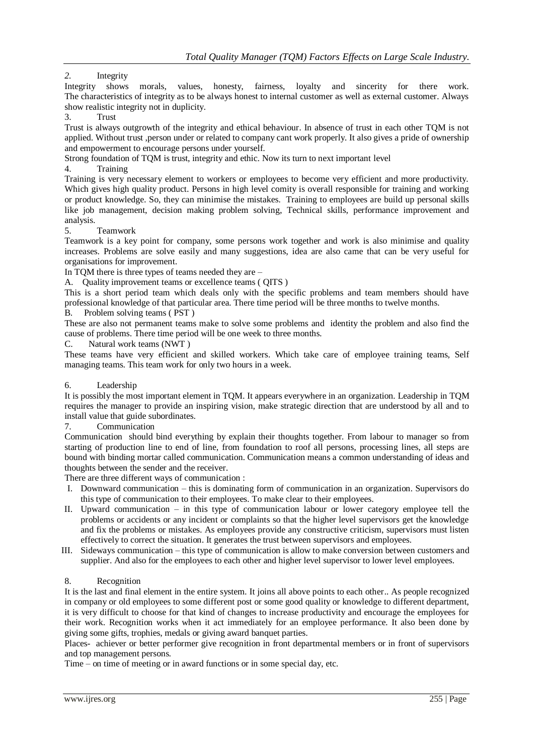*2.* Integrity

Integrity shows morals, values, honesty, fairness, loyalty and sincerity for there work. The characteristics of integrity as to be always honest to internal customer as well as external customer. Always show realistic integrity not in duplicity.

3. Trust

Trust is always outgrowth of the integrity and ethical behaviour. In absence of trust in each other TQM is not applied. Without trust ,person under or related to company cant work properly. It also gives a pride of ownership and empowerment to encourage persons under yourself.

Strong foundation of TQM is trust, integrity and ethic. Now its turn to next important level

4. Training

Training is very necessary element to workers or employees to become very efficient and more productivity. Which gives high quality product. Persons in high level comity is overall responsible for training and working or product knowledge. So, they can minimise the mistakes. Training to employees are build up personal skills like job management, decision making problem solving, Technical skills, performance improvement and analysis.

5. Teamwork

Teamwork is a key point for company, some persons work together and work is also minimise and quality increases. Problems are solve easily and many suggestions, idea are also came that can be very useful for organisations for improvement.

In TQM there is three types of teams needed they are –

A. Quality improvement teams or excellence teams ( QITS )

This is a short period team which deals only with the specific problems and team members should have professional knowledge of that particular area. There time period will be three months to twelve months.

B. Problem solving teams ( PST )

These are also not permanent teams make to solve some problems and identity the problem and also find the cause of problems. There time period will be one week to three months.

C. Natural work teams (NWT )

These teams have very efficient and skilled workers. Which take care of employee training teams, Self managing teams. This team work for only two hours in a week.

6. Leadership

It is possibly the most important element in TQM. It appears everywhere in an organization. Leadership in TQM requires the manager to provide an inspiring vision, make strategic direction that are understood by all and to install value that guide subordinates.

7. Communication

Communication should bind everything by explain their thoughts together. From labour to manager so from starting of production line to end of line, from foundation to roof all persons, processing lines, all steps are bound with binding mortar called communication. Communication means a common understanding of ideas and thoughts between the sender and the receiver.

There are three different ways of communication :

I. Downward communication – this is dominating form of communication in an organization. Supervisors do this type of communication to their employees. To make clear to their employees.
II. Upward communication – in this type of communication labour or lower category employee tell the problems or accidents or any incident or complaints so that the higher level supervisors get the knowledge and fix the problems or mistakes. As employees provide any constructive criticism, supervisors must listen effectively to correct the situation. It generates the trust between supervisors and employees.
III. Sideways communication – this type of communication is allow to make conversion between customers and supplier. And also for the employees to each other and higher level supervisor to lower level employees.

8. Recognition

It is the last and final element in the entire system. It joins all above points to each other.. As people recognized in company or old employees to some different post or some good quality or knowledge to different department, it is very difficult to choose for that kind of changes to increase productivity and encourage the employees for their work. Recognition works when it act immediately for an employee performance. It also been done by giving some gifts, trophies, medals or giving award banquet parties.

Places- achiever or better performer give recognition in front departmental members or in front of supervisors and top management persons.

Time – on time of meeting or in award functions or in some special day, etc.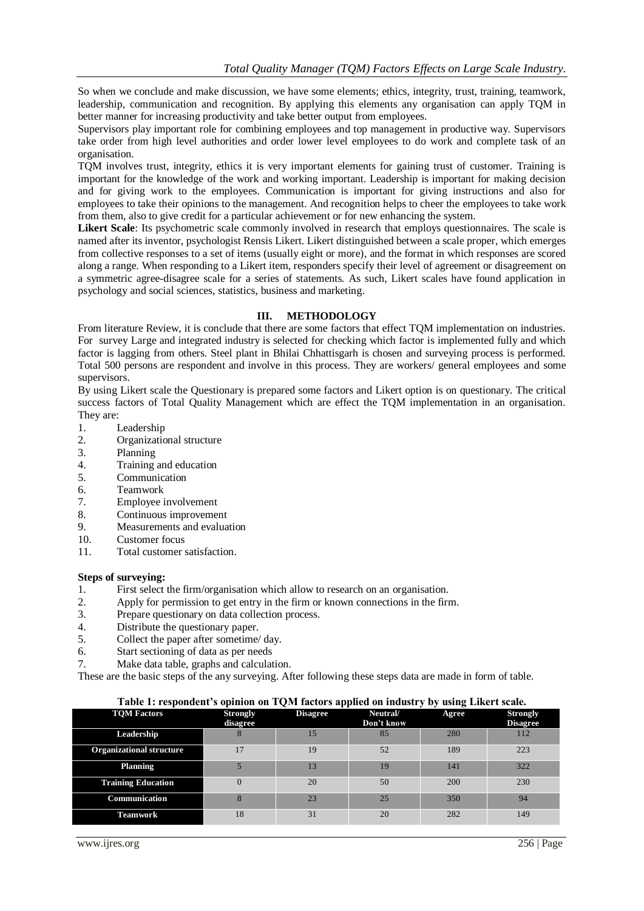So when we conclude and make discussion, we have some elements; ethics, integrity, trust, training, teamwork, leadership, communication and recognition. By applying this elements any organisation can apply TQM in better manner for increasing productivity and take better output from employees.

Supervisors play important role for combining employees and top management in productive way. Supervisors take order from high level authorities and order lower level employees to do work and complete task of an organisation.

TQM involves trust, integrity, ethics it is very important elements for gaining trust of customer. Training is important for the knowledge of the work and working important. Leadership is important for making decision and for giving work to the employees. Communication is important for giving instructions and also for employees to take their opinions to the management. And recognition helps to cheer the employees to take work from them, also to give credit for a particular achievement or for new enhancing the system.

**Likert Scale**: Its psychometric scale commonly involved in research that employs questionnaires. The scale is named after its inventor, psychologist Rensis Likert. Likert distinguished between a scale proper, which emerges from collective responses to a set of items (usually eight or more), and the format in which responses are scored along a range. When responding to a Likert item, responders specify their level of agreement or disagreement on a symmetric agree-disagree scale for a series of statements. As such, Likert scales have found application in psychology and social sciences, statistics, business and marketing.

## III. METHODOLOGY

From literature Review, it is conclude that there are some factors that effect TQM implementation on industries. For survey Large and integrated industry is selected for checking which factor is implemented fully and which factor is lagging from others. Steel plant in Bhilai Chhattisgarh is chosen and surveying process is performed. Total 500 persons are respondent and involve in this process. They are workers/ general employees and some supervisors.

By using Likert scale the Questionary is prepared some factors and Likert option is on questionary. The critical success factors of Total Quality Management which are effect the TQM implementation in an organisation. They are:

1. Leadership
2. Organizational structure
3. Planning
4. Training and education
5. Communication
6. Teamwork
7. Employee involvement
8. Continuous improvement
9. Measurements and evaluation
10. Customer focus
11. Total customer satisfaction.

**Steps of surveying:**

1. First select the firm/organisation which allow to research on an organisation.
2. Apply for permission to get entry in the firm or known connections in the firm.
3. Prepare questionary on data collection process.
4. Distribute the questionary paper.
5. Collect the paper after sometime/ day.
6. Start sectioning of data as per needs
7. Make data table, graphs and calculation.

These are the basic steps of the any surveying. After following these steps data are made in form of table.

**Table 1: respondent's opinion on TQM factors applied on industry by using Likert scale.**

| TQM Factors | Strongly disagree | Disagree | Neutral/ Don't know | Agree | Strongly Disagree |
|---|---|---|---|---|---|
| Leadership | 8 | 15 | 85 | 280 | 112 |
| Organizational structure | 17 | 19 | 52 | 189 | 223 |
| Planning | 5 | 13 | 19 | 141 | 322 |
| Training Education | 0 | 20 | 50 | 200 | 230 |
| Communication | 8 | 23 | 25 | 350 | 94 |
| Teamwork | 18 | 31 | 20 | 282 | 149 |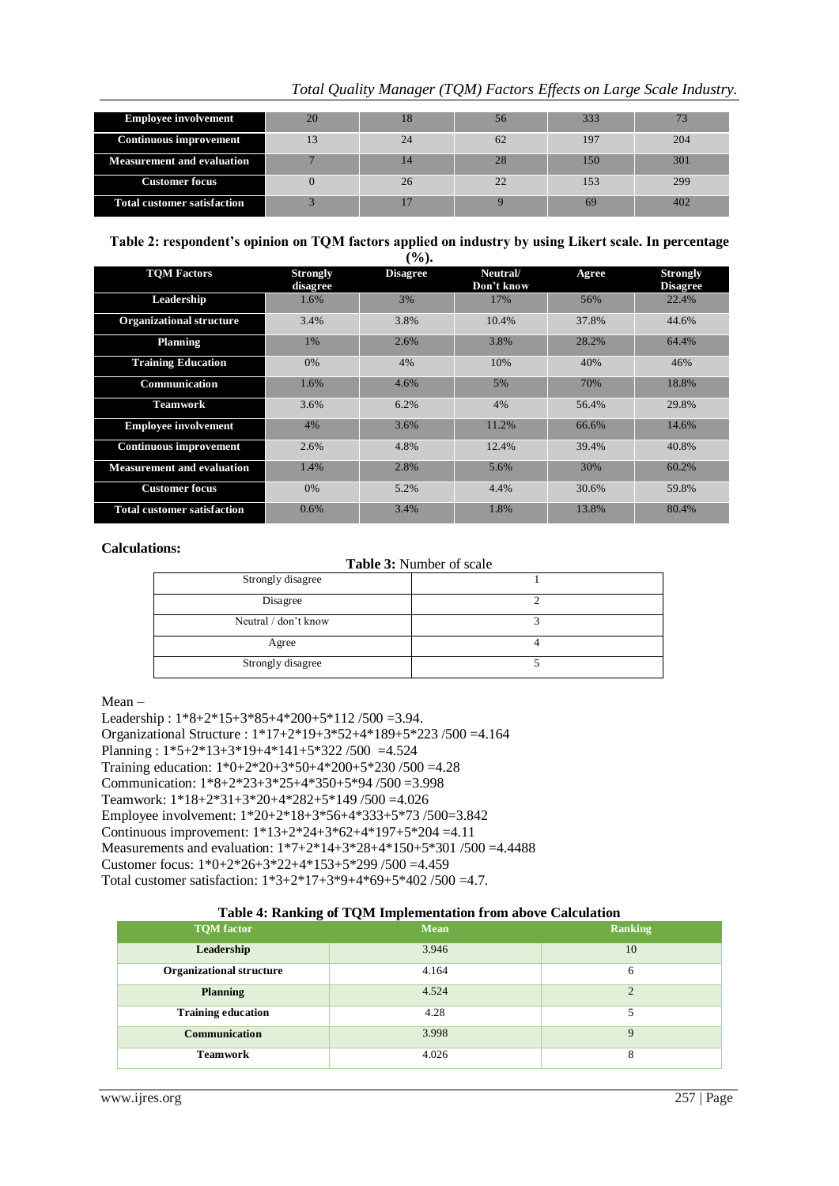| Employee involvement | 20 | 18 | 56 | 333 | 73 |
|---|---|---|---|---|---|
| Continuous improvement | 13 | 24 | 62 | 197 | 204 |
| Measurement and evaluation | 7 | 14 | 28 | 150 | 301 |
| Customer focus | 0 | 26 | 22 | 153 | 299 |
| Total customer satisfaction | 3 | 17 | 9 | 69 | 402 |

**Table 2: respondent's opinion on TQM factors applied on industry by using Likert scale. In percentage (%).**

| TQM Factors | Strongly disagree | Disagree | Neutral/ Don't know | Agree | Strongly Disagree |
|---|---|---|---|---|---|
| Leadership | 1.6% | 3% | 17% | 56% | 22.4% |
| Organizational structure | 3.4% | 3.8% | 10.4% | 37.8% | 44.6% |
| Planning | 1% | 2.6% | 3.8% | 28.2% | 64.4% |
| Training Education | 0% | 4% | 10% | 40% | 46% |
| Communication | 1.6% | 4.6% | 5% | 70% | 18.8% |
| Teamwork | 3.6% | 6.2% | 4% | 56.4% | 29.8% |
| Employee involvement | 4% | 3.6% | 11.2% | 66.6% | 14.6% |
| Continuous improvement | 2.6% | 4.8% | 12.4% | 39.4% | 40.8% |
| Measurement and evaluation | 1.4% | 2.8% | 5.6% | 30% | 60.2% |
| Customer focus | 0% | 5.2% | 4.4% | 30.6% | 59.8% |
| Total customer satisfaction | 0.6% | 3.4% | 1.8% | 13.8% | 80.4% |

**Calculations:**

**Table 3:** Number of scale

| | |
|---|---|
| Strongly disagree | 1 |
| Disagree | 2 |
| Neutral / don't know | 3 |
| Agree | 4 |
| Strongly disagree | 5 |

Mean –

Leadership : 1*8+2*15+3*85+4*200+5*112 /500 =3.94.
Organizational Structure : 1*17+2*19+3*52+4*189+5*223 /500 =4.164
Planning : 1*5+2*13+3*19+4*141+5*322 /500 =4.524
Training education: 1*0+2*20+3*50+4*200+5*230 /500 =4.28
Communication: 1*8+2*23+3*25+4*350+5*94 /500 =3.998
Teamwork: 1*18+2*31+3*20+4*282+5*149 /500 =4.026
Employee involvement: 1*20+2*18+3*56+4*333+5*73 /500=3.842
Continuous improvement: 1*13+2*24+3*62+4*197+5*204 =4.11
Measurements and evaluation: 1*7+2*14+3*28+4*150+5*301 /500 =4.4488
Customer focus: 1*0+2*26+3*22+4*153+5*299 /500 =4.459
Total customer satisfaction: 1*3+2*17+3*9+4*69+5*402 /500 =4.7.

**Table 4: Ranking of TQM Implementation from above Calculation**

| TQM factor | Mean | Ranking |
|---|---|---|
| Leadership | 3.946 | 10 |
| Organizational structure | 4.164 | 6 |
| Planning | 4.524 | 2 |
| Training education | 4.28 | 5 |
| Communication | 3.998 | 9 |
| Teamwork | 4.026 | 8 |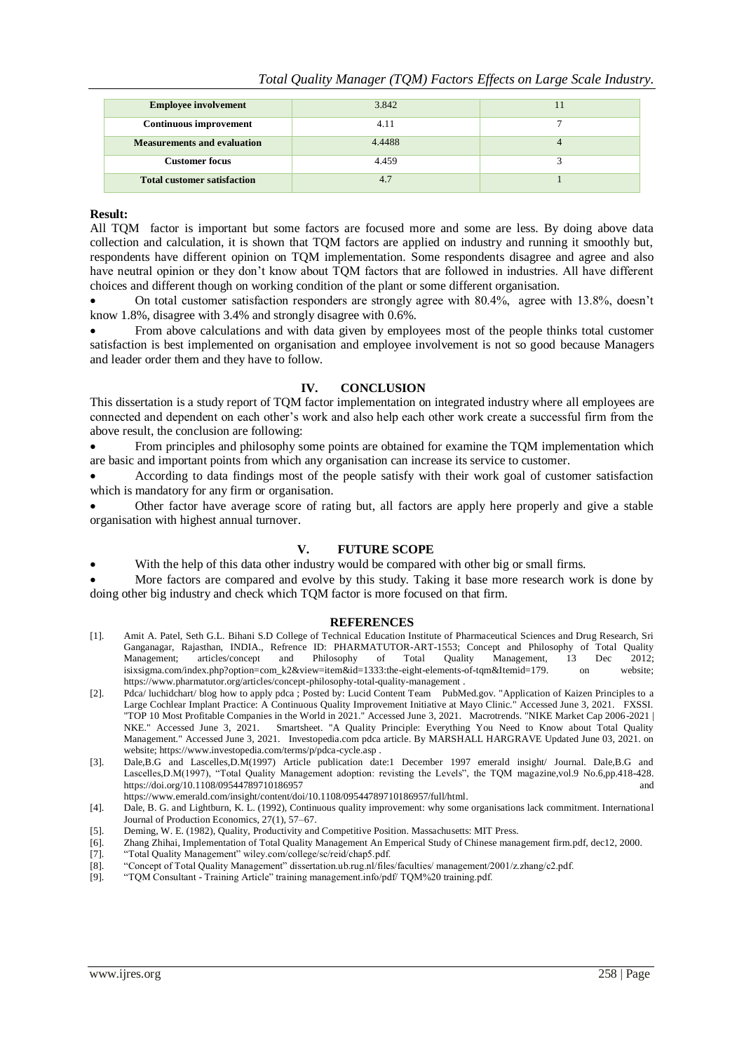| | | |
|---|---|---|
| **Employee involvement** | 3.842 | 11 |
| **Continuous improvement** | 4.11 | 7 |
| **Measurements and evaluation** | 4.4488 | 4 |
| **Customer focus** | 4.459 | 3 |
| **Total customer satisfaction** | 4.7 | 1 |

**Result:**

All TQM factor is important but some factors are focused more and some are less. By doing above data collection and calculation, it is shown that TQM factors are applied on industry and running it smoothly but, respondents have different opinion on TQM implementation. Some respondents disagree and agree and also have neutral opinion or they don't know about TQM factors that are followed in industries. All have different choices and different though on working condition of the plant or some different organisation.

- On total customer satisfaction responders are strongly agree with 80.4%, agree with 13.8%, doesn't know 1.8%, disagree with 3.4% and strongly disagree with 0.6%.
- From above calculations and with data given by employees most of the people thinks total customer satisfaction is best implemented on organisation and employee involvement is not so good because Managers and leader order them and they have to follow.

## IV. CONCLUSION

This dissertation is a study report of TQM factor implementation on integrated industry where all employees are connected and dependent on each other's work and also help each other work create a successful firm from the above result, the conclusion are following:

- From principles and philosophy some points are obtained for examine the TQM implementation which are basic and important points from which any organisation can increase its service to customer.
- According to data findings most of the people satisfy with their work goal of customer satisfaction which is mandatory for any firm or organisation.
- Other factor have average score of rating but, all factors are apply here properly and give a stable organisation with highest annual turnover.

## V. FUTURE SCOPE

- With the help of this data other industry would be compared with other big or small firms.
- More factors are compared and evolve by this study. Taking it base more research work is done by doing other big industry and check which TQM factor is more focused on that firm.

## REFERENCES

[1]. Amit A. Patel, Seth G.L. Bihani S.D College of Technical Education Institute of Pharmaceutical Sciences and Drug Research, Sri Ganganagar, Rajasthan, INDIA., Refrence ID: PHARMATUTOR-ART-1553; Concept and Philosophy of Total Quality Management; articles/concept and Philosophy of Total Quality Management, 13 Dec 2012; isixsigma.com/index.php?option=com_k2&view=item&id=1333:the-eight-elements-of-tqm&Itemid=179. on website; https://www.pharmatutor.org/articles/concept-philosophy-total-quality-management .

[2]. Pdca/ luchidchart/ blog how to apply pdca ; Posted by: Lucid Content Team PubMed.gov. "Application of Kaizen Principles to a Large Cochlear Implant Practice: A Continuous Quality Improvement Initiative at Mayo Clinic." Accessed June 3, 2021. FXSSI. "TOP 10 Most Profitable Companies in the World in 2021." Accessed June 3, 2021. Macrotrends. "NIKE Market Cap 2006-2021 | NKE." Accessed June 3, 2021. Smartsheet. "A Quality Principle: Everything You Need to Know about Total Quality Management." Accessed June 3, 2021. Investopedia.com pdca article. By MARSHALL HARGRAVE Updated June 03, 2021. on website; https://www.investopedia.com/terms/p/pdca-cycle.asp .

[3]. Dale,B.G and Lascelles,D.M(1997) Article publication date:1 December 1997 emerald insight/ Journal. Dale,B.G and Lascelles,D.M(1997), "Total Quality Management adoption: revisting the Levels", the TQM magazine,vol.9 No.6,pp.418-428. https://doi.org/10.1108/09544789710186957 and https://www.emerald.com/insight/content/doi/10.1108/09544789710186957/full/html.

[4]. Dale, B. G. and Lightburn, K. L. (1992), Continuous quality improvement: why some organisations lack commitment. International Journal of Production Economics, 27(1), 57–67.

[5]. Deming, W. E. (1982), Quality, Productivity and Competitive Position. Massachusetts: MIT Press.

[6]. Zhang Zhihai, Implementation of Total Quality Management An Emperical Study of Chinese management firm.pdf, dec12, 2000.

[7]. "Total Quality Management" wiley.com/college/sc/reid/chap5.pdf.

[8]. "Concept of Total Quality Management" dissertation.ub.rug.nl/files/faculties/ management/2001/z.zhang/c2.pdf.

[9]. "TQM Consultant - Training Article" training management.info/pdf/ TQM%20 training.pdf.